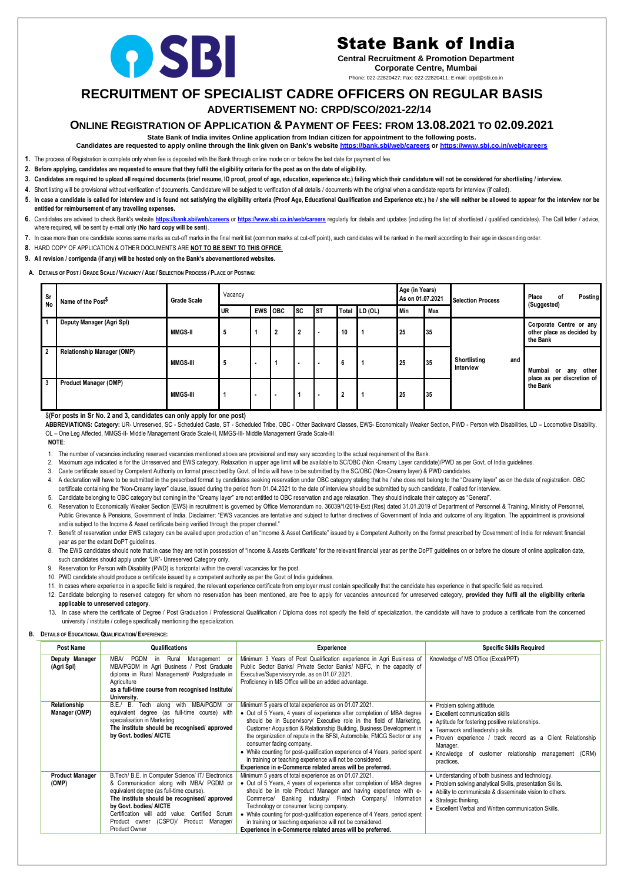# State Bank of India

**Central Recruitment & Promotion Department**
**Corporate Centre, Mumbai**
Phone: 022-22820427; Fax: 022-22820411; E-mail: crpd@sbi.co.in

# RECRUITMENT OF SPECIALIST CADRE OFFICERS ON REGULAR BASIS

## ADVERTISEMENT NO: CRPD/SCO/2021-22/14

## ONLINE REGISTRATION OF APPLICATION & PAYMENT OF FEES: FROM 13.08.2021 TO 02.09.2021

**State Bank of India invites Online application from Indian citizen for appointment to the following posts.**
**Candidates are requested to apply online through the link given on Bank's website https://bank.sbi/web/careers or https://www.sbi.co.in/web/careers**

1. The process of Registration is complete only when fee is deposited with the Bank through online mode on or before the last date for payment of fee.
2. **Before applying, candidates are requested to ensure that they fulfil the eligibility criteria for the post as on the date of eligibility.**
3. **Candidates are required to upload all required documents (brief resume, ID proof, proof of age, education, experience etc.) failing which their candidature will not be considered for shortlisting / interview.**
4. Short listing will be provisional without verification of documents. Candidature will be subject to verification of all details / documents with the original when a candidate reports for interview (if called).
5. **In case a candidate is called for interview and is found not satisfying the eligibility criteria (Proof Age, Educational Qualification and Experience etc.) he / she will neither be allowed to appear for the interview nor be entitled for reimbursement of any travelling expenses.**
6. Candidates are advised to check Bank's website **https://bank.sbi/web/careers** or **https://www.sbi.co.in/web/careers** regularly for details and updates (including the list of shortlisted / qualified candidates). The Call letter / advice, where required, will be sent by e-mail only (**No hard copy will be sent**).
7. In case more than one candidate scores same marks as cut-off marks in the final merit list (common marks at cut-off point), such candidates will be ranked in the merit according to their age in descending order.
8. HARD COPY OF APPLICATION & OTHER DOCUMENTS ARE **NOT TO BE SENT TO THIS OFFICE.**
9. **All revision / corrigenda (if any) will be hosted only on the Bank's abovementioned websites.**

**A. DETAILS OF POST / GRADE SCALE / VACANCY / AGE / SELECTION PROCESS / PLACE OF POSTING:**

| Sr No | Name of the Post$ | Grade Scale | Vacancy | | | | | | | Age (in Years) As on 01.07.2021 | | Selection Process | Place of Posting (Suggested) |
|---|---|---|---|---|---|---|---|---|---|---|---|---|---|
| | | | UR | EWS | OBC | SC | ST | Total | LD (OL) | Min | Max | | |
| 1 | Deputy Manager (Agri Spl) | MMGS-II | 5 | 1 | 2 | 2 | - | 10 | 1 | 25 | 35 | Shortlisting and Interview | Corporate Centre or any other place as decided by the Bank |
| 2 | Relationship Manager (OMP) | MMGS-III | 5 | - | 1 | - | - | 6 | 1 | 25 | 35 | | Mumbai or any other place as per discretion of the Bank |
| 3 | Product Manager (OMP) | MMGS-III | 1 | - | - | 1 | - | 2 | 1 | 25 | 35 | | |

$**(For posts in Sr No. 2 and 3, candidates can only apply for one post)**

**ABBREVIATIONS: Category:** UR- Unreserved, SC - Scheduled Caste, ST - Scheduled Tribe, OBC - Other Backward Classes, EWS- Economically Weaker Section, PWD - Person with Disabilities, LD – Locomotive Disability, OL – One Leg Affected, MMGS-II- Middle Management Grade Scale-II, MMGS-III- Middle Management Grade Scale-III

**NOTE**:

1. The number of vacancies including reserved vacancies mentioned above are provisional and may vary according to the actual requirement of the Bank.
2. Maximum age indicated is for the Unreserved and EWS category. Relaxation in upper age limit will be available to SC/OBC (Non -Creamy Layer candidate)/PWD as per Govt. of India guidelines.
3. Caste certificate issued by Competent Authority on format prescribed by Govt. of India will have to be submitted by the SC/OBC (Non-Creamy layer) & PWD candidates.
4. A declaration will have to be submitted in the prescribed format by candidates seeking reservation under OBC category stating that he / she does not belong to the "Creamy layer" as on the date of registration. OBC certificate containing the "Non-Creamy layer" clause, issued during the period from 01.04.2021 to the date of interview should be submitted by such candidate, if called for interview.
5. Candidate belonging to OBC category but coming in the "Creamy layer" are not entitled to OBC reservation and age relaxation. They should indicate their category as "General".
6. Reservation to Economically Weaker Section (EWS) in recruitment is governed by Office Memorandum no. 36039/1/2019-Estt (Res) dated 31.01.2019 of Department of Personnel & Training, Ministry of Personnel, Public Grievance & Pensions, Government of India. Disclaimer: "EWS vacancies are tentative and subject to further directives of Government of India and outcome of any litigation. The appointment is provisional and is subject to the Income & Asset certificate being verified through the proper channel."
7. Benefit of reservation under EWS category can be availed upon production of an "Income & Asset Certificate" issued by a Competent Authority on the format prescribed by Government of India for relevant financial year as per the extant DoPT guidelines.
8. The EWS candidates should note that in case they are not in possession of "Income & Assets Certificate" for the relevant financial year as per the DoPT guidelines on or before the closure of online application date, such candidates should apply under "UR"- Unreserved Category only.
9. Reservation for Person with Disability (PWD) is horizontal within the overall vacancies for the post.
10. PWD candidate should produce a certificate issued by a competent authority as per the Govt of India guidelines.
11. In cases where experience in a specific field is required, the relevant experience certificate from employer must contain specifically that the candidate has experience in that specific field as required.
12. Candidate belonging to reserved category for whom no reservation has been mentioned, are free to apply for vacancies announced for unreserved category, **provided they fulfil all the eligibility criteria applicable to unreserved category**.
13. In case where the certificate of Degree / Post Graduation / Professional Qualification / Diploma does not specify the field of specialization, the candidate will have to produce a certificate from the concerned university / institute / college specifically mentioning the specialization.

**B. DETAILS OF EDUCATIONAL QUALIFICATION/ EXPERIENCE:**

| Post Name | Qualifications | Experience | Specific Skills Required |
|---|---|---|---|
| **Deputy Manager (Agri Spl)** | MBA/ PGDM in Rural Management or MBA/PGDM in Agri Business / Post Graduate diploma in Rural Management/ Postgraduate in Agriculture **as a full-time course from recognised Institute/ University.** | Minimum 3 Years of Post Qualification experience in Agri Business of Public Sector Banks/ Private Sector Banks/ NBFC, in the capacity of Executive/Supervisory role, as on 01.07.2021. Proficiency in MS Office will be an added advantage. | Knowledge of MS Office (Excel/PPT) |
| **Relationship Manager (OMP)** | B.E./ B. Tech along with MBA/PGDM or equivalent degree (as full-time course) with specialisation in Marketing **The institute should be recognised/ approved by Govt. bodies/ AICTE** | Minimum 5 years of total experience as on 01.07.2021. • Out of 5 Years, 4 years of experience after completion of MBA degree should be in Supervisory/ Executive role in the field of Marketing, Customer Acquisition & Relationship Building, Business Development in the organization of repute in the BFSI, Automobile, FMCG Sector or any consumer facing company. • While counting for post-qualification experience of 4 Years, period spent in training or teaching experience will not be considered. **Experience in e-Commerce related areas will be preferred.** | • Problem solving attitude. • Excellent communication skills • Aptitude for fostering positive relationships. • Teamwork and leadership skills. • Proven experience / track record as a Client Relationship Manager. • Knowledge of customer relationship management (CRM) practices. |
| **Product Manager (OMP)** | B.Tech/ B.E. in Computer Science/ IT/ Electronics & Communication along with MBA/ PGDM or equivalent degree (as full-time course). **The institute should be recognised/ approved by Govt. bodies/ AICTE** Certification will add value: Certified Scrum Product owner (CSPO)/ Product Manager/ Product Owner | Minimum 5 years of total experience as on 01.07.2021. • Out of 5 Years, 4 years of experience after completion of MBA degree should be in role Product Manager and having experience with e-Commerce/ Banking industry/ Fintech Company/ Information Technology or consumer facing company. • While counting for post-qualification experience of 4 Years, period spent in training or teaching experience will not be considered. **Experience in e-Commerce related areas will be preferred.** | • Understanding of both business and technology. • Problem solving analytical Skills, presentation Skills. • Ability to communicate & disseminate vision to others. • Strategic thinking. • Excellent Verbal and Written communication Skills. |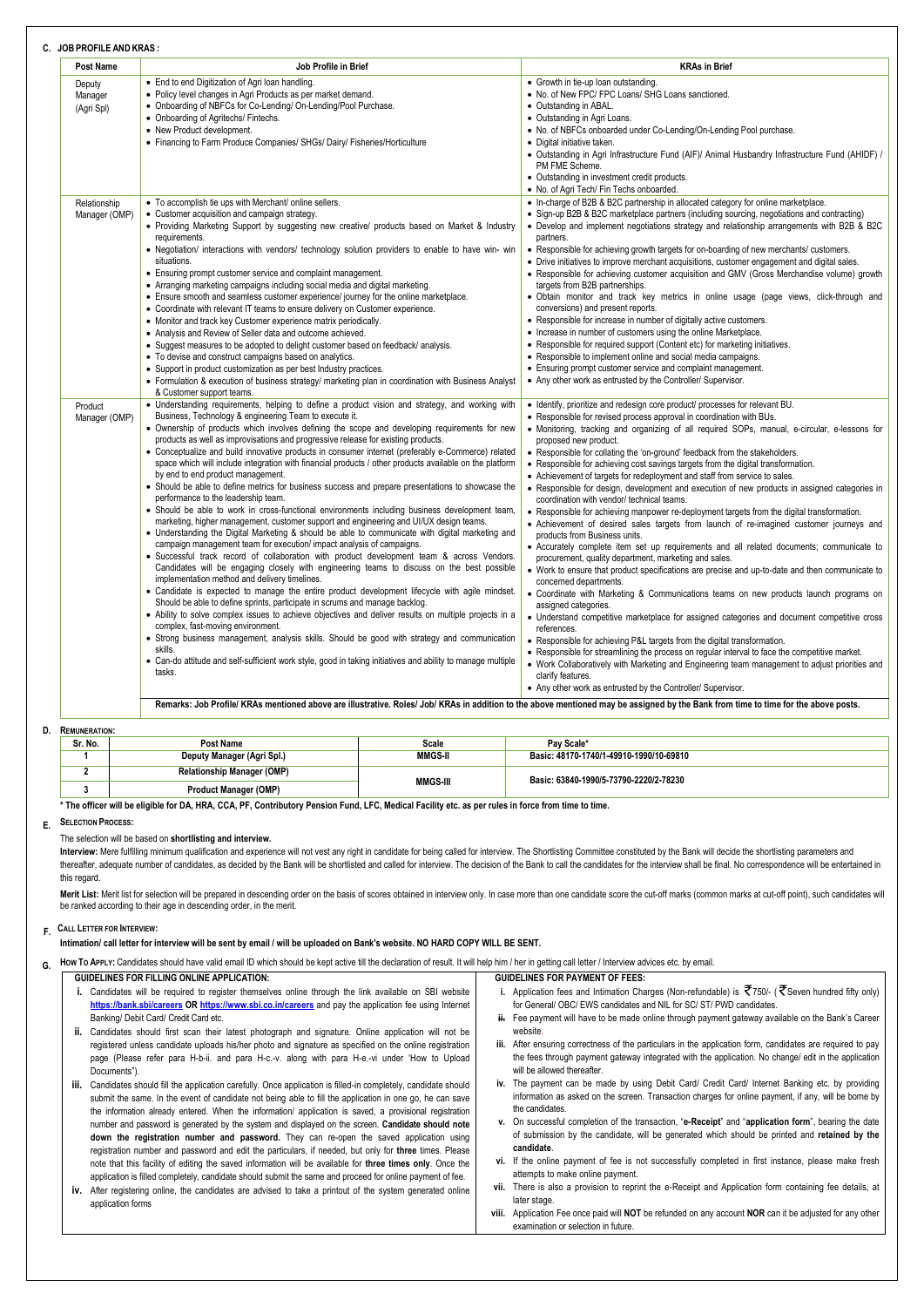## C. JOB PROFILE AND KRAS :

| Post Name | Job Profile in Brief | KRAs in Brief |
|---|---|---|
| Deputy Manager (Agri Spl) | • End to end Digitization of Agri loan handling.<br>• Policy level changes in Agri Products as per market demand.<br>• Onboarding of NBFCs for Co-Lending/ On-Lending/Pool Purchase.<br>• Onboarding of Agritechs/ Fintechs.<br>• New Product development.<br>• Financing to Farm Produce Companies/ SHGs/ Dairy/ Fisheries/Horticulture | • Growth in tie-up loan outstanding.<br>• No. of New FPC/ FPC Loans/ SHG Loans sanctioned.<br>• Outstanding in ABAL.<br>• Outstanding in Agri Loans.<br>• No. of NBFCs onboarded under Co-Lending/On-Lending Pool purchase.<br>• Digital initiative taken.<br>• Outstanding in Agri Infrastructure Fund (AIF)/ Animal Husbandry Infrastructure Fund (AHIDF) / PM FME Scheme.<br>• Outstanding in investment credit products.<br>• No. of Agri Tech/ Fin Techs onboarded. |
| Relationship Manager (OMP) | • To accomplish tie ups with Merchant/ online sellers.<br>• Customer acquisition and campaign strategy.<br>• Providing Marketing Support by suggesting new creative/ products based on Market & Industry requirements.<br>• Negotiation/ interactions with vendors/ technology solution providers to enable to have win- win situations.<br>• Ensuring prompt customer service and complaint management.<br>• Arranging marketing campaigns including social media and digital marketing.<br>• Ensure smooth and seamless customer experience/ journey for the online marketplace.<br>• Coordinate with relevant IT teams to ensure delivery on Customer experience.<br>• Monitor and track key Customer experience matrix periodically.<br>• Analysis and Review of Seller data and outcome achieved.<br>• Suggest measures to be adopted to delight customer based on feedback/ analysis.<br>• To devise and construct campaigns based on analytics.<br>• Support in product customization as per best Industry practices.<br>• Formulation & execution of business strategy/ marketing plan in coordination with Business Analyst & Customer support teams. | • In-charge of B2B & B2C partnership in allocated category for online marketplace.<br>• Sign-up B2B & B2C marketplace partners (including sourcing, negotiations and contracting)<br>• Develop and implement negotiations strategy and relationship arrangements with B2B & B2C partners.<br>• Responsible for achieving growth targets for on-boarding of new merchants/ customers.<br>• Drive initiatives to improve merchant acquisitions, customer engagement and digital sales.<br>• Responsible for achieving customer acquisition and GMV (Gross Merchandise volume) growth targets from B2B partnerships.<br>• Obtain monitor and track key metrics in online usage (page views, click-through and conversions) and present reports.<br>• Responsible for increase in number of digitally active customers.<br>• Increase in number of customers using the online Marketplace.<br>• Responsible for required support (Content etc) for marketing initiatives.<br>• Responsible to implement online and social media campaigns.<br>• Ensuring prompt customer service and complaint management.<br>• Any other work as entrusted by the Controller/ Supervisor. |
| Product Manager (OMP) | • Understanding requirements, helping to define a product vision and strategy, and working with Business, Technology & engineering Team to execute it.<br>• Ownership of products which involves defining the scope and developing requirements for new products as well as improvisations and progressive release for existing products.<br>• Conceptualize and build innovative products in consumer internet (preferably e-Commerce) related space which will include integration with financial products / other products available on the platform by end to end product management.<br>• Should be able to define metrics for business success and prepare presentations to showcase the performance to the leadership team.<br>• Should be able to work in cross-functional environments including business development team, marketing, higher management, customer support and engineering and UI/UX design teams.<br>• Understanding the Digital Marketing & should be able to communicate with digital marketing and campaign management team for execution/ impact analysis of campaigns.<br>• Successful track record of collaboration with product development team & across Vendors. Candidates will be engaging closely with engineering teams to discuss on the best possible implementation method and delivery timelines.<br>• Candidate is expected to manage the entire product development lifecycle with agile mindset. Should be able to define sprints, participate in scrums and manage backlog.<br>• Ability to solve complex issues to achieve objectives and deliver results on multiple projects in a complex, fast-moving environment.<br>• Strong business management, analysis skills. Should be good with strategy and communication skills.<br>• Can-do attitude and self-sufficient work style, good in taking initiatives and ability to manage multiple tasks. | • Identify, prioritize and redesign core product/ processes for relevant BU.<br>• Responsible for revised process approval in coordination with BUs.<br>• Monitoring, tracking and organizing of all required SOPs, manual, e-circular, e-lessons for proposed new product.<br>• Responsible for collating the 'on-ground' feedback from the stakeholders.<br>• Responsible for achieving cost savings targets from the digital transformation.<br>• Achievement of targets for redeployment and staff from service to sales.<br>• Responsible for design, development and execution of new products in assigned categories in coordination with vendor/ technical teams.<br>• Responsible for achieving manpower re-deployment targets from the digital transformation.<br>• Achievement of desired sales targets from launch of re-imagined customer journeys and products from Business units.<br>• Accurately complete item set up requirements and all related documents; communicate to procurement, quality department, marketing and sales.<br>• Work to ensure that product specifications are precise and up-to-date and then communicate to concerned departments.<br>• Coordinate with Marketing & Communications teams on new products launch programs on assigned categories.<br>• Understand competitive marketplace for assigned categories and document competitive cross references.<br>• Responsible for achieving P&L targets from the digital transformation.<br>• Responsible for streamlining the process on regular interval to face the competitive market.<br>• Work Collaboratively with Marketing and Engineering team management to adjust priorities and clarify features.<br>• Any other work as entrusted by the Controller/ Supervisor. |

**Remarks: Job Profile/ KRAs mentioned above are illustrative. Roles/ Job/ KRAs in addition to the above mentioned may be assigned by the Bank from time to time for the above posts.**

## D. REMUNERATION:

| Sr. No. | Post Name | Scale | Pay Scale* |
|---|---|---|---|
| 1 | Deputy Manager (Agri Spl.) | MMGS-II | Basic: 48170-1740/1-49910-1990/10-69810 |
| 2 | Relationship Manager (OMP) | MMGS-III | Basic: 63840-1990/5-73790-2220/2-78230 |
| 3 | Product Manager (OMP) | | |

**\* The officer will be eligible for DA, HRA, CCA, PF, Contributory Pension Fund, LFC, Medical Facility etc. as per rules in force from time to time.**

## E. SELECTION PROCESS:

The selection will be based on **shortlisting and interview.**

**Interview:** Mere fulfilling minimum qualification and experience will not vest any right in candidate for being called for interview. The Shortlisting Committee constituted by the Bank will decide the shortlisting parameters and thereafter, adequate number of candidates, as decided by the Bank will be shortlisted and called for interview. The decision of the Bank to call the candidates for the interview shall be final. No correspondence will be entertained in this regard.

**Merit List:** Merit list for selection will be prepared in descending order on the basis of scores obtained in interview only. In case more than one candidate score the cut-off marks (common marks at cut-off point), such candidates will be ranked according to their age in descending order, in the merit.

## F. CALL LETTER FOR INTERVIEW:

**Intimation/ call letter for interview will be sent by email / will be uploaded on Bank's website. NO HARD COPY WILL BE SENT.**

## G. HOW TO APPLY: Candidates should have valid email ID which should be kept active till the declaration of result. It will help him / her in getting call letter / Interview advices etc. by email.

**GUIDELINES FOR FILLING ONLINE APPLICATION:**

i. Candidates will be required to register themselves online through the link available on SBI website **https://bank.sbi/careers OR https://www.sbi.co.in/careers** and pay the application fee using Internet Banking/ Debit Card/ Credit Card etc.

ii. Candidates should first scan their latest photograph and signature. Online application will not be registered unless candidate uploads his/her photo and signature as specified on the online registration page (Please refer para H-b-ii. and para H-c.-v. along with para H-e.-vi under 'How to Upload Documents").

iii. Candidates should fill the application carefully. Once application is filled-in completely, candidate should submit the same. In the event of candidate not being able to fill the application in one go, he can save the information already entered. When the information/ application is saved, a provisional registration number and password is generated by the system and displayed on the screen. **Candidate should note down the registration number and password.** They can re-open the saved application using registration number and password and edit the particulars, if needed, but only for **three** times. Please note that this facility of editing the saved information will be available for **three times only**. Once the application is filled completely, candidate should submit the same and proceed for online payment of fee.

iv. After registering online, the candidates are advised to take a printout of the system generated online application forms

**GUIDELINES FOR PAYMENT OF FEES:**

i. Application fees and Intimation Charges (Non-refundable) is ₹750/- (₹Seven hundred fifty only) for General/ OBC/ EWS candidates and NIL for SC/ ST/ PWD candidates.

ii. Fee payment will have to be made online through payment gateway available on the Bank's Career website.

iii. After ensuring correctness of the particulars in the application form, candidates are required to pay the fees through payment gateway integrated with the application. No change/ edit in the application will be allowed thereafter.

iv. The payment can be made by using Debit Card/ Credit Card/ Internet Banking etc. by providing information as asked on the screen. Transaction charges for online payment, if any, will be borne by the candidates.

v. On successful completion of the transaction, "**e-Receipt**" and "**application form**", bearing the date of submission by the candidate, will be generated which should be printed and **retained by the candidate**.

vi. If the online payment of fee is not successfully completed in first instance, please make fresh attempts to make online payment.

vii. There is also a provision to reprint the e-Receipt and Application form containing fee details, at later stage.

viii. Application Fee once paid will **NOT** be refunded on any account **NOR** can it be adjusted for any other examination or selection in future.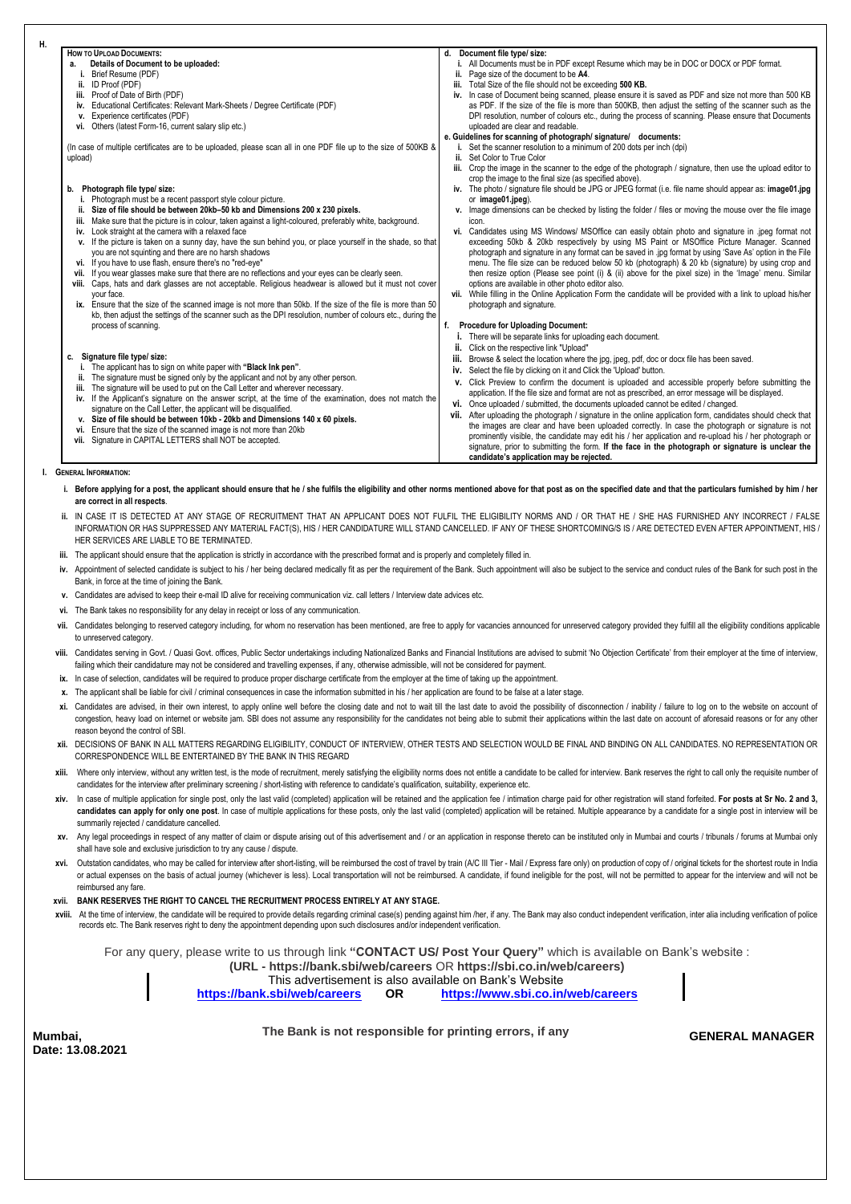## H.

### HOW TO UPLOAD DOCUMENTS:

**a. Details of Document to be uploaded:**

- i. Brief Resume (PDF)
- ii. ID Proof (PDF)
- iii. Proof of Date of Birth (PDF)
- iv. Educational Certificates: Relevant Mark-Sheets / Degree Certificate (PDF)
- v. Experience certificates (PDF)
- vi. Others (latest Form-16, current salary slip etc.)

(In case of multiple certificates are to be uploaded, please scan all in one PDF file up to the size of 500KB & upload)

**b. Photograph file type/ size:**

- i. Photograph must be a recent passport style colour picture.
- ii. **Size of file should be between 20kb–50 kb and Dimensions 200 x 230 pixels.**
- iii. Make sure that the picture is in colour, taken against a light-coloured, preferably white, background.
- iv. Look straight at the camera with a relaxed face
- v. If the picture is taken on a sunny day, have the sun behind you, or place yourself in the shade, so that you are not squinting and there are no harsh shadows
- vi. If you have to use flash, ensure there's no "red-eye"
- vii. If you wear glasses make sure that there are no reflections and your eyes can be clearly seen.
- viii. Caps, hats and dark glasses are not acceptable. Religious headwear is allowed but it must not cover your face.
- ix. Ensure that the size of the scanned image is not more than 50kb. If the size of the file is more than 50 kb, then adjust the settings of the scanner such as the DPI resolution, number of colours etc., during the process of scanning.

**c. Signature file type/ size:**

- i. The applicant has to sign on white paper with **"Black Ink pen"**.
- ii. The signature must be signed only by the applicant and not by any other person.
- iii. The signature will be used to put on the Call Letter and wherever necessary.
- iv. If the Applicant's signature on the answer script, at the time of the examination, does not match the signature on the Call Letter, the applicant will be disqualified.
- v. **Size of file should be between 10kb - 20kb and Dimensions 140 x 60 pixels.**
- vi. Ensure that the size of the scanned image is not more than 20kb
- vii. Signature in CAPITAL LETTERS shall NOT be accepted.

**d. Document file type/ size:**

- i. All Documents must be in PDF except Resume which may be in DOC or DOCX or PDF format.
- ii. Page size of the document to be **A4**.
- iii. Total Size of the file should not be exceeding **500 KB.**
- iv. In case of Document being scanned, please ensure it is saved as PDF and size not more than 500 KB as PDF. If the size of the file is more than 500KB, then adjust the setting of the scanner such as the DPI resolution, number of colors etc., during the process of scanning. Please ensure that Documents uploaded are clear and readable.

**e. Guidelines for scanning of photograph/ signature/ documents:**

- i. Set the scanner resolution to a minimum of 200 dots per inch (dpi)
- ii. Set Color to True Color
- iii. Crop the image in the scanner to the edge of the photograph / signature, then use the upload editor to crop the image to the final size (as specified above).
- iv. The photo / signature file should be JPG or JPEG format (i.e. file name should appear as: **image01.jpg** or **image01.jpeg**).
- v. Image dimensions can be checked by listing the folder / files or moving the mouse over the file image icon.
- vi. Candidates using MS Windows/ MSOffice can easily obtain photo and signature in .jpeg format not exceeding 50kb & 20kb respectively by using MS Paint or MSOffice Picture Manager. Scanned photograph and signature in any format can be saved in .jpg format by using 'Save As' option in the File menu. The file size can be reduced below 50 kb (photograph) & 20 kb (signature) by using crop and then resize option (Please see point (i) & (ii) above for the pixel size) in the 'Image' menu. Similar options are available in other photo editor also.
- vii. While filling in the Online Application Form the candidate will be provided with a link to upload his/her photograph and signature.

**f. Procedure for Uploading Document:**

- i. There will be separate links for uploading each document.
- ii. Click on the respective link "Upload"
- iii. Browse & select the location where the jpg, jpeg, pdf, doc or docx file has been saved.
- iv. Select the file by clicking on it and Click the 'Upload' button.
- v. Click Preview to confirm the document is uploaded and accessible properly before submitting the application. If the file size and format are not as prescribed, an error message will be displayed.
- vi. Once uploaded / submitted, the documents uploaded cannot be edited / changed.
- vii. After uploading the photograph / signature in the online application form, candidates should check that the images are clear and have been uploaded correctly. In case the photograph or signature is not prominently visible, the candidate may edit his / her application and re-upload his / her photograph or signature, prior to submitting the form. **If the face in the photograph or signature is unclear the candidate's application may be rejected.**

## I. GENERAL INFORMATION:

- i. **Before applying for a post, the applicant should ensure that he / she fulfils the eligibility and other norms mentioned above for that post as on the specified date and that the particulars furnished by him / her are correct in all respects**.
- ii. IN CASE IT IS DETECTED AT ANY STAGE OF RECRUITMENT THAT AN APPLICANT DOES NOT FULFIL THE ELIGIBILITY NORMS AND / OR THAT HE / SHE HAS FURNISHED ANY INCORRECT / FALSE INFORMATION OR HAS SUPPRESSED ANY MATERIAL FACT(S), HIS / HER CANDIDATURE WILL STAND CANCELLED. IF ANY OF THESE SHORTCOMING/S IS / ARE DETECTED EVEN AFTER APPOINTMENT, HIS / HER SERVICES ARE LIABLE TO BE TERMINATED.
- iii. The applicant should ensure that the application is strictly in accordance with the prescribed format and is properly and completely filled in.
- iv. Appointment of selected candidate is subject to his / her being declared medically fit as per the requirement of the Bank. Such appointment will also be subject to the service and conduct rules of the Bank for such post in the Bank, in force at the time of joining the Bank.
- v. Candidates are advised to keep their e-mail ID alive for receiving communication viz. call letters / Interview date advices etc.
- vi. The Bank takes no responsibility for any delay in receipt or loss of any communication.
- vii. Candidates belonging to reserved category including, for whom no reservation has been mentioned, are free to apply for vacancies announced for unreserved category provided they fulfill all the eligibility conditions applicable to unreserved category.
- viii. Candidates serving in Govt. / Quasi Govt. offices, Public Sector undertakings including Nationalized Banks and Financial Institutions are advised to submit 'No Objection Certificate' from their employer at the time of interview, failing which their candidature may not be considered and travelling expenses, if any, otherwise admissible, will not be considered for payment.
- ix. In case of selection, candidates will be required to produce proper discharge certificate from the employer at the time of taking up the appointment.
- x. The applicant shall be liable for civil / criminal consequences in case the information submitted in his / her application are found to be false at a later stage.
- xi. Candidates are advised, in their own interest, to apply online well before the closing date and not to wait till the last date to avoid the possibility of disconnection / inability / failure to log on to the website on account of congestion, heavy load on internet or website jam. SBI does not assume any responsibility for the candidates not being able to submit their applications within the last date on account of aforesaid reasons or for any other reason beyond the control of SBI.
- xii. DECISIONS OF BANK IN ALL MATTERS REGARDING ELIGIBILITY, CONDUCT OF INTERVIEW, OTHER TESTS AND SELECTION WOULD BE FINAL AND BINDING ON ALL CANDIDATES. NO REPRESENTATION OR CORRESPONDENCE WILL BE ENTERTAINED BY THE BANK IN THIS REGARD
- xiii. Where only interview, without any written test, is the mode of recruitment, merely satisfying the eligibility norms does not entitle a candidate to be called for interview. Bank reserves the right to call only the requisite number of candidates for the interview after preliminary screening / short-listing with reference to candidate's qualification, suitability, experience etc.
- xiv. In case of multiple application for single post, only the last valid (completed) application will be retained and the application fee / intimation charge paid for other registration will stand forfeited. **For posts at Sr No. 2 and 3, candidates can apply for only one post**. In case of multiple applications for these posts, only the last valid (completed) application will be retained. Multiple appearance by a candidate for a single post in interview will be summarily rejected / candidature cancelled.
- xv. Any legal proceedings in respect of any matter of claim or dispute arising out of this advertisement and / or an application in response thereto can be instituted only in Mumbai and courts / tribunals / forums at Mumbai only shall have sole and exclusive jurisdiction to try any cause / dispute.
- xvi. Outstation candidates, who may be called for interview after short-listing, will be reimbursed the cost of travel by train (A/C III Tier - Mail / Express fare only) on production of copy of / original tickets for the shortest route in India or actual expenses on the basis of actual journey (whichever is less). Local transportation will not be reimbursed. A candidate, if found ineligible for the post, will not be permitted to appear for the interview and will not be reimbursed any fare.
- xvii. **BANK RESERVES THE RIGHT TO CANCEL THE RECRUITMENT PROCESS ENTIRELY AT ANY STAGE.**
- xviii. At the time of interview, the candidate will be required to provide details regarding criminal case(s) pending against him /her, if any. The Bank may also conduct independent verification, inter alia including verification of police records etc. The Bank reserves right to deny the appointment depending upon such disclosures and/or independent verification.

For any query, please write to us through link **"CONTACT US/ Post Your Query"** which is available on Bank's website :

**(URL - https://bank.sbi/web/careers OR https://sbi.co.in/web/careers)**

This advertisement is also available on Bank's Website

**https://bank.sbi/web/careers OR https://www.sbi.co.in/web/careers**

**Mumbai,**
**Date: 13.08.2021**

**The Bank is not responsible for printing errors, if any**

**GENERAL MANAGER**